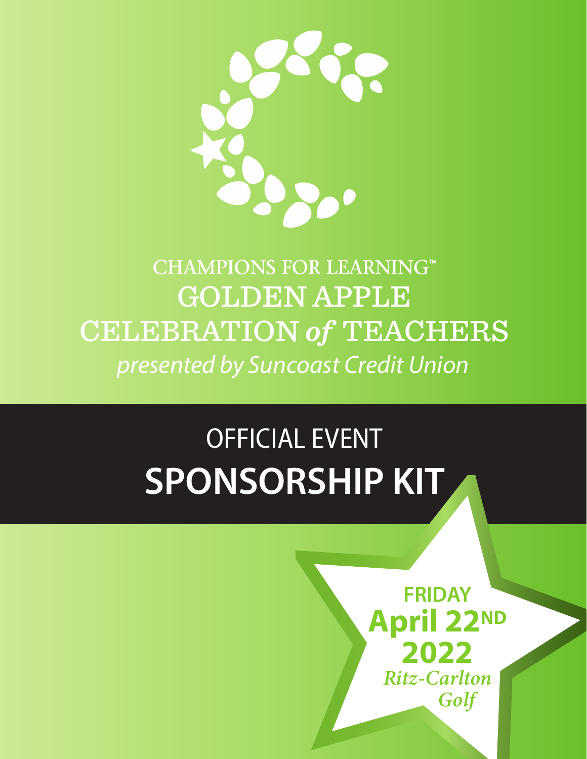# CHAMPIONS FOR LEARNING™

# GOLDEN APPLE CELEBRATION *of* TEACHERS

*presented by Suncoast Credit Union*

## OFFICIAL EVENT

# SPONSORSHIP KIT

**FRIDAY**

**April 22ND**

**2022**

***Ritz-Carlton Golf***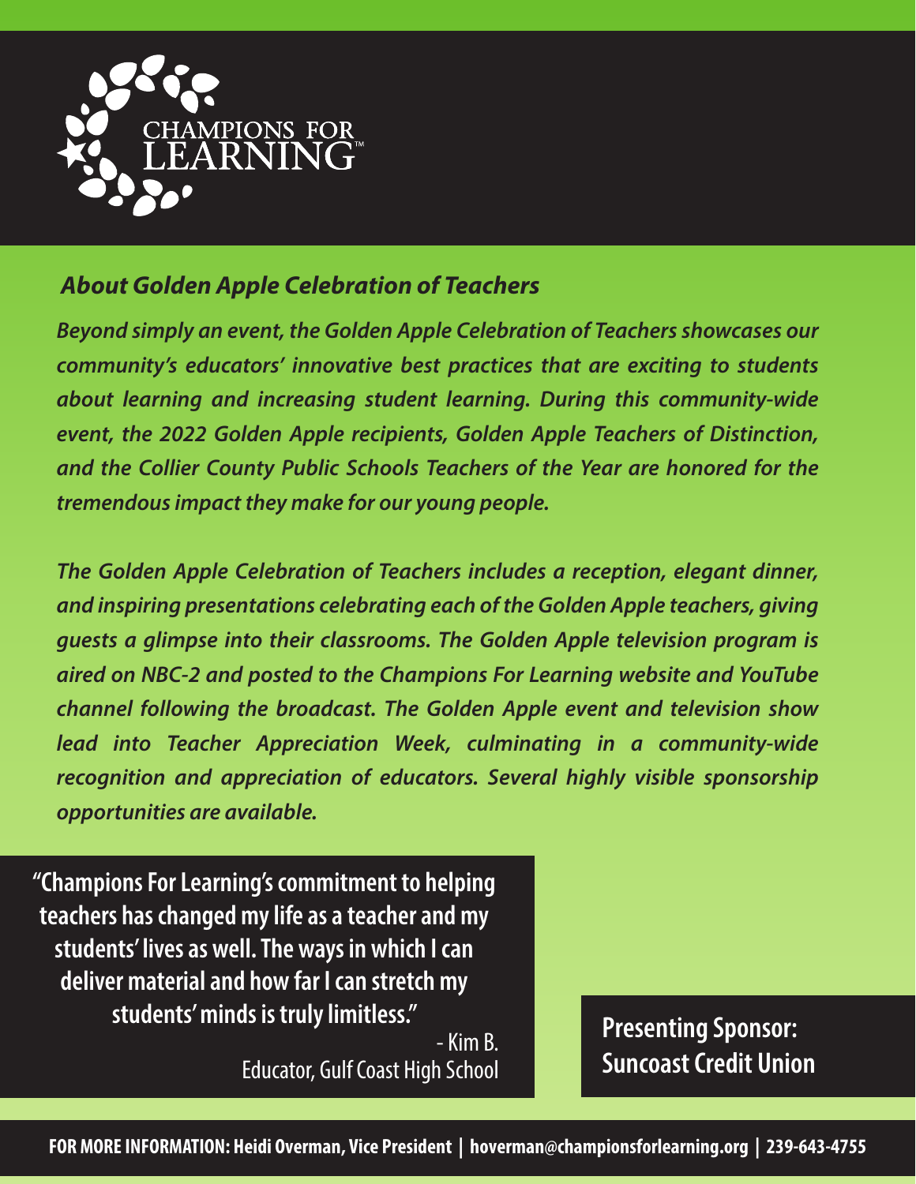CHAMPIONS FOR LEARNING™

## *About Golden Apple Celebration of Teachers*

***Beyond simply an event, the Golden Apple Celebration of Teachers showcases our community's educators' innovative best practices that are exciting to students about learning and increasing student learning. During this community-wide event, the 2022 Golden Apple recipients, Golden Apple Teachers of Distinction, and the Collier County Public Schools Teachers of the Year are honored for the tremendous impact they make for our young people.***

***The Golden Apple Celebration of Teachers includes a reception, elegant dinner, and inspiring presentations celebrating each of the Golden Apple teachers, giving guests a glimpse into their classrooms. The Golden Apple television program is aired on NBC-2 and posted to the Champions For Learning website and YouTube channel following the broadcast. The Golden Apple event and television show lead into Teacher Appreciation Week, culminating in a community-wide recognition and appreciation of educators. Several highly visible sponsorship opportunities are available.***

> **"Champions For Learning's commitment to helping teachers has changed my life as a teacher and my students' lives as well. The ways in which I can deliver material and how far I can stretch my students' minds is truly limitless."**
>
> \- Kim B.
> Educator, Gulf Coast High School

**Presenting Sponsor: Suncoast Credit Union**

**FOR MORE INFORMATION: Heidi Overman, Vice President | hoverman@championsforlearning.org | 239-643-4755**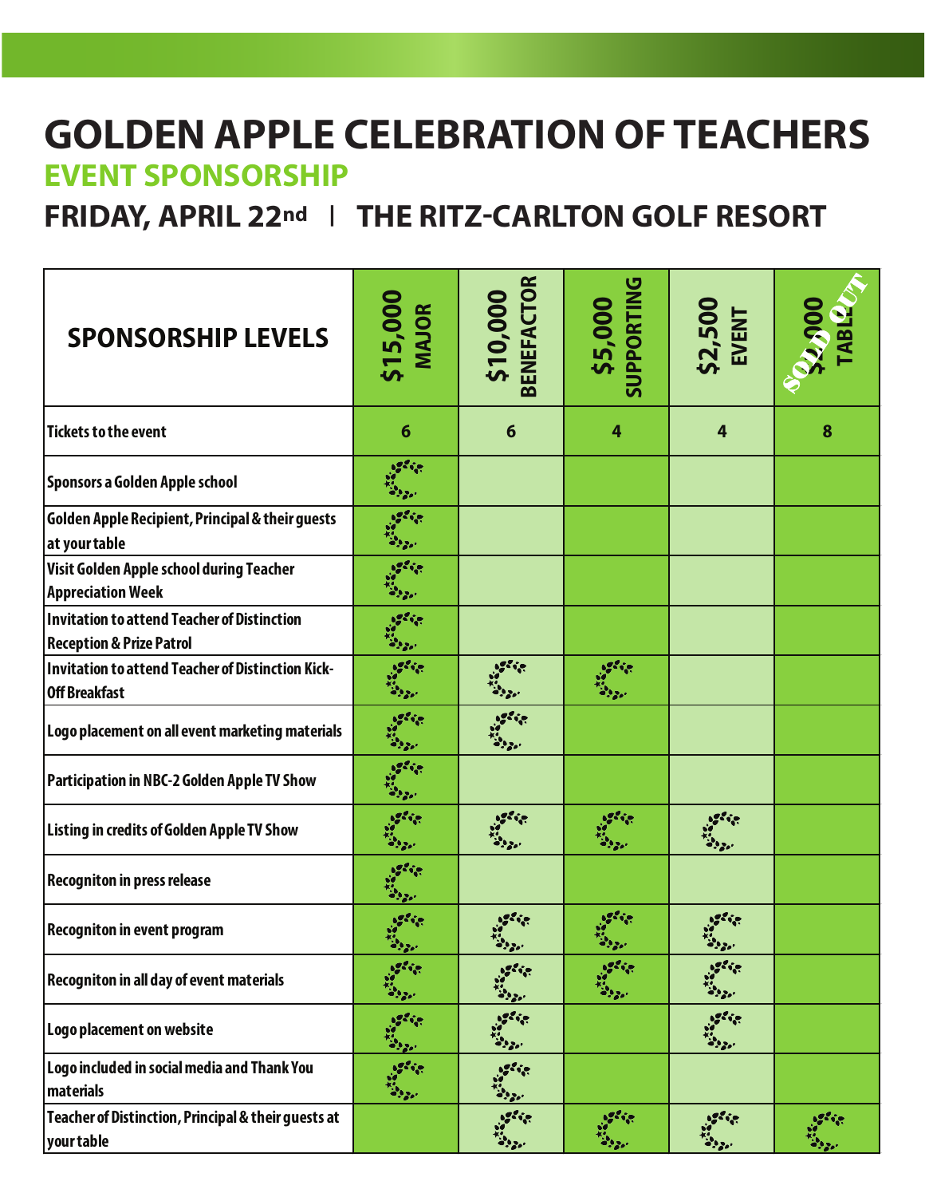# GOLDEN APPLE CELEBRATION OF TEACHERS

## EVENT SPONSORSHIP

## FRIDAY, APRIL 22nd | THE RITZ-CARLTON GOLF RESORT

| SPONSORSHIP LEVELS | $15,000 MAJOR | $10,000 BENEFACTOR | $5,000 SUPPORTING | $2,500 EVENT | $3,000 TABLE (SOLD OUT) |
|---|---|---|---|---|---|
| Tickets to the event | 6 | 6 | 4 | 4 | 8 |
| Sponsors a Golden Apple school | ✓ | | | | |
| Golden Apple Recipient, Principal & their guests at your table | ✓ | | | | |
| Visit Golden Apple school during Teacher Appreciation Week | ✓ | | | | |
| Invitation to attend Teacher of Distinction Reception & Prize Patrol | ✓ | | | | |
| Invitation to attend Teacher of Distinction Kick-Off Breakfast | ✓ | ✓ | ✓ | | |
| Logo placement on all event marketing materials | ✓ | ✓ | | | |
| Participation in NBC-2 Golden Apple TV Show | ✓ | | | | |
| Listing in credits of Golden Apple TV Show | ✓ | ✓ | ✓ | ✓ | |
| Recogniton in press release | ✓ | | | | |
| Recogniton in event program | ✓ | ✓ | ✓ | ✓ | |
| Recogniton in all day of event materials | ✓ | ✓ | ✓ | ✓ | |
| Logo placement on website | ✓ | ✓ | | ✓ | |
| Logo included in social media and Thank You materials | ✓ | ✓ | | | |
| Teacher of Distinction, Principal & their guests at your table | | ✓ | ✓ | ✓ | ✓ |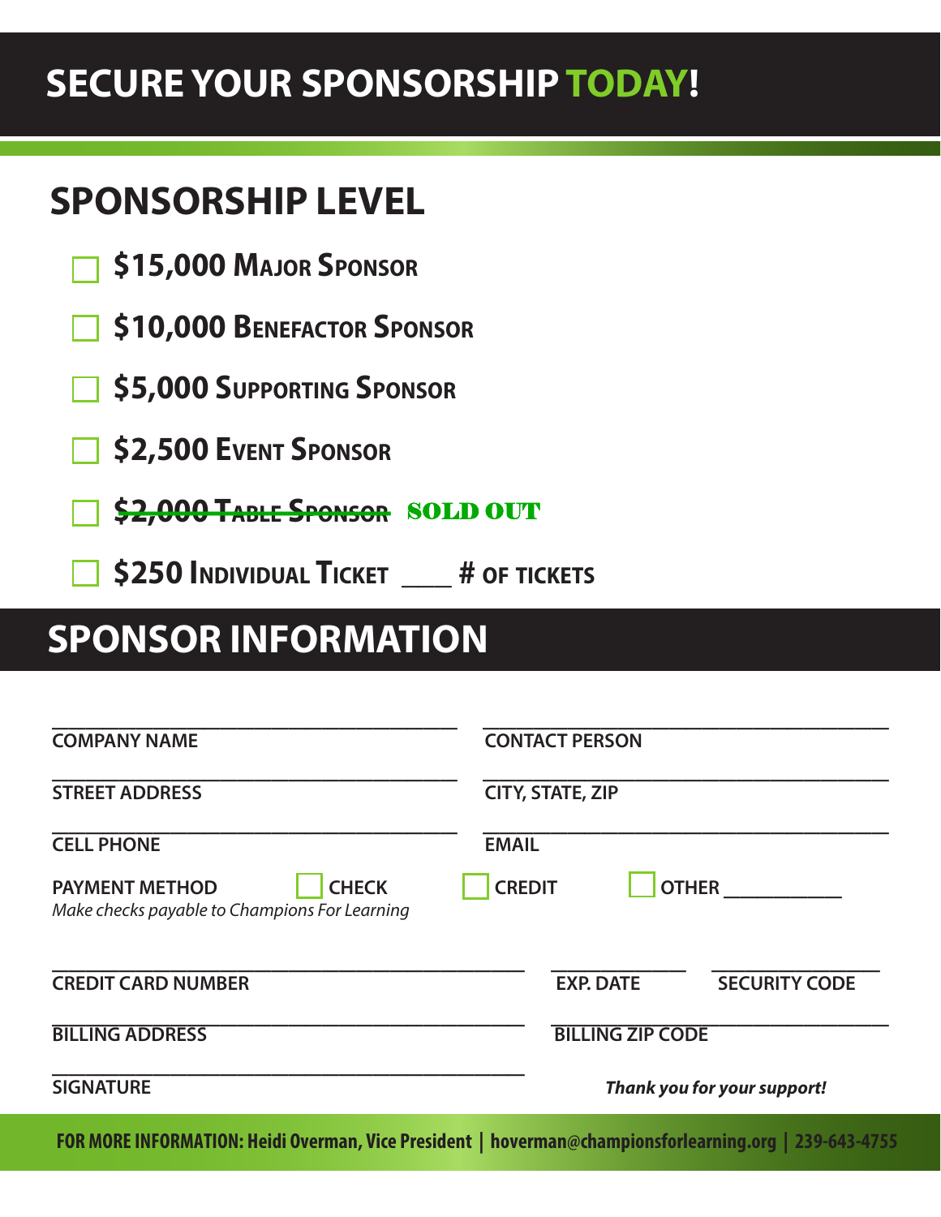# SECURE YOUR SPONSORSHIP TODAY!

## SPONSORSHIP LEVEL

- ☐ **$15,000 Major Sponsor**
- ☐ **$10,000 Benefactor Sponsor**
- ☐ **$5,000 Supporting Sponsor**
- ☐ **$2,500 Event Sponsor**
- ☐ ~~**$2,000 Table Sponsor**~~ **SOLD OUT**
- ☐ **$250 Individual Ticket** ____ **# OF TICKETS**

## SPONSOR INFORMATION

________________________________________
**COMPANY NAME**

________________________________________
**CONTACT PERSON**

________________________________________
**STREET ADDRESS**

________________________________________
**CITY, STATE, ZIP**

________________________________________
**CELL PHONE**

________________________________________
**EMAIL**

**PAYMENT METHOD** ☐ **CHECK** ☐ **CREDIT** ☐ **OTHER** ___________

*Make checks payable to Champions For Learning*

________________________________________
**CREDIT CARD NUMBER**

____________
**EXP. DATE**

____________
**SECURITY CODE**

________________________________________
**BILLING ADDRESS**

________________________________________
**BILLING ZIP CODE**

________________________________________
**SIGNATURE**

***Thank you for your support!***

**FOR MORE INFORMATION: Heidi Overman, Vice President | hoverman@championsforlearning.org | 239-643-4755**